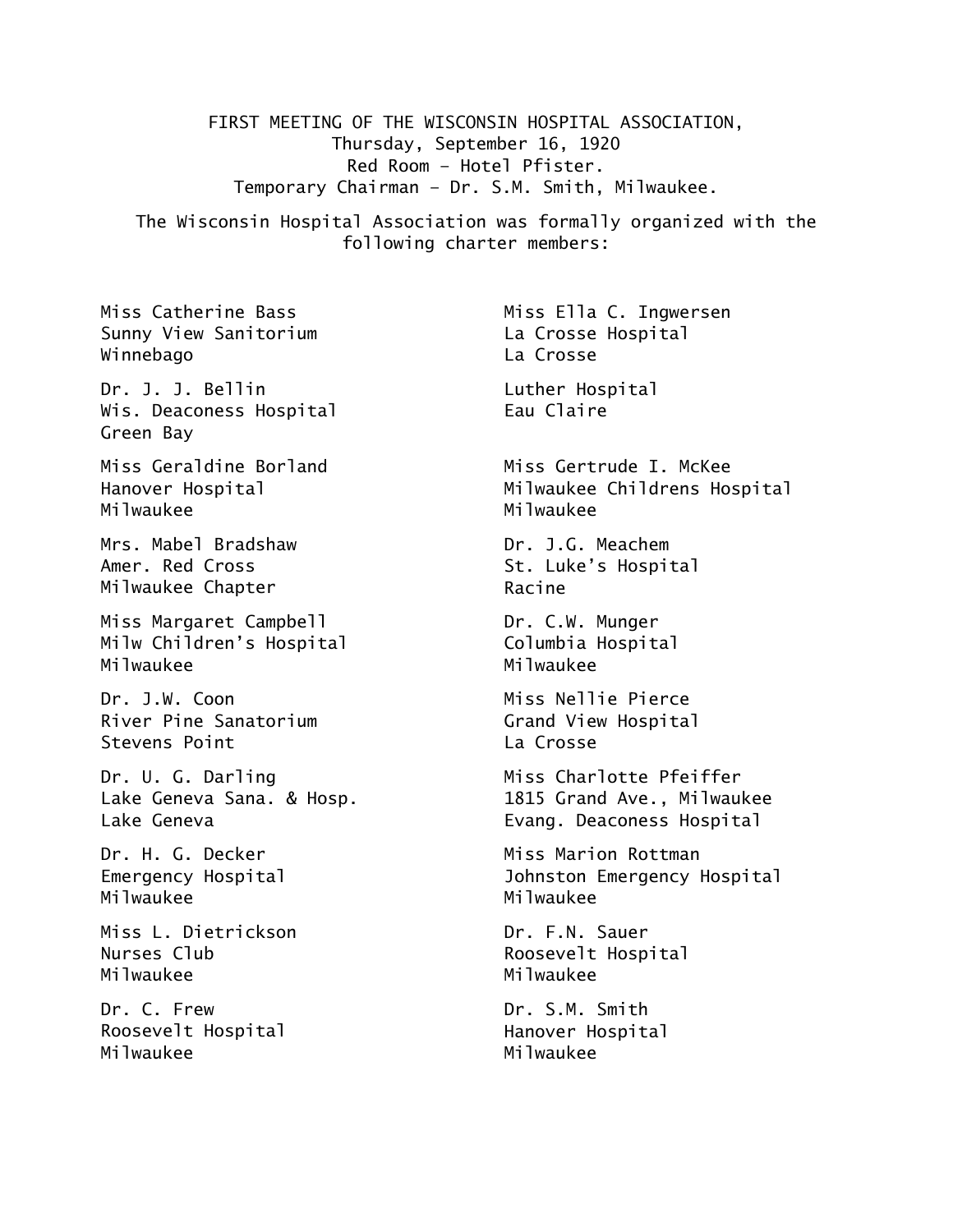FIRST MEETING OF THE WISCONSIN HOSPITAL ASSOCIATION,
Thursday, September 16, 1920
Red Room – Hotel Pfister.
Temporary Chairman – Dr. S.M. Smith, Milwaukee.

The Wisconsin Hospital Association was formally organized with the following charter members:

Miss Catherine Bass
Sunny View Sanitorium
Winnebago

Dr. J. J. Bellin
Wis. Deaconess Hospital
Green Bay

Miss Geraldine Borland
Hanover Hospital
Milwaukee

Mrs. Mabel Bradshaw
Amer. Red Cross
Milwaukee Chapter

Miss Margaret Campbell
Milw Children's Hospital
Milwaukee

Dr. J.W. Coon
River Pine Sanatorium
Stevens Point

Dr. U. G. Darling
Lake Geneva Sana. & Hosp.
Lake Geneva

Dr. H. G. Decker
Emergency Hospital
Milwaukee

Miss L. Dietrickson
Nurses Club
Milwaukee

Dr. C. Frew
Roosevelt Hospital
Milwaukee

Miss Ella C. Ingwersen
La Crosse Hospital
La Crosse

Luther Hospital
Eau Claire

Miss Gertrude I. McKee
Milwaukee Childrens Hospital
Milwaukee

Dr. J.G. Meachem
St. Luke's Hospital
Racine

Dr. C.W. Munger
Columbia Hospital
Milwaukee

Miss Nellie Pierce
Grand View Hospital
La Crosse

Miss Charlotte Pfeiffer
1815 Grand Ave., Milwaukee
Evang. Deaconess Hospital

Miss Marion Rottman
Johnston Emergency Hospital
Milwaukee

Dr. F.N. Sauer
Roosevelt Hospital
Milwaukee

Dr. S.M. Smith
Hanover Hospital
Milwaukee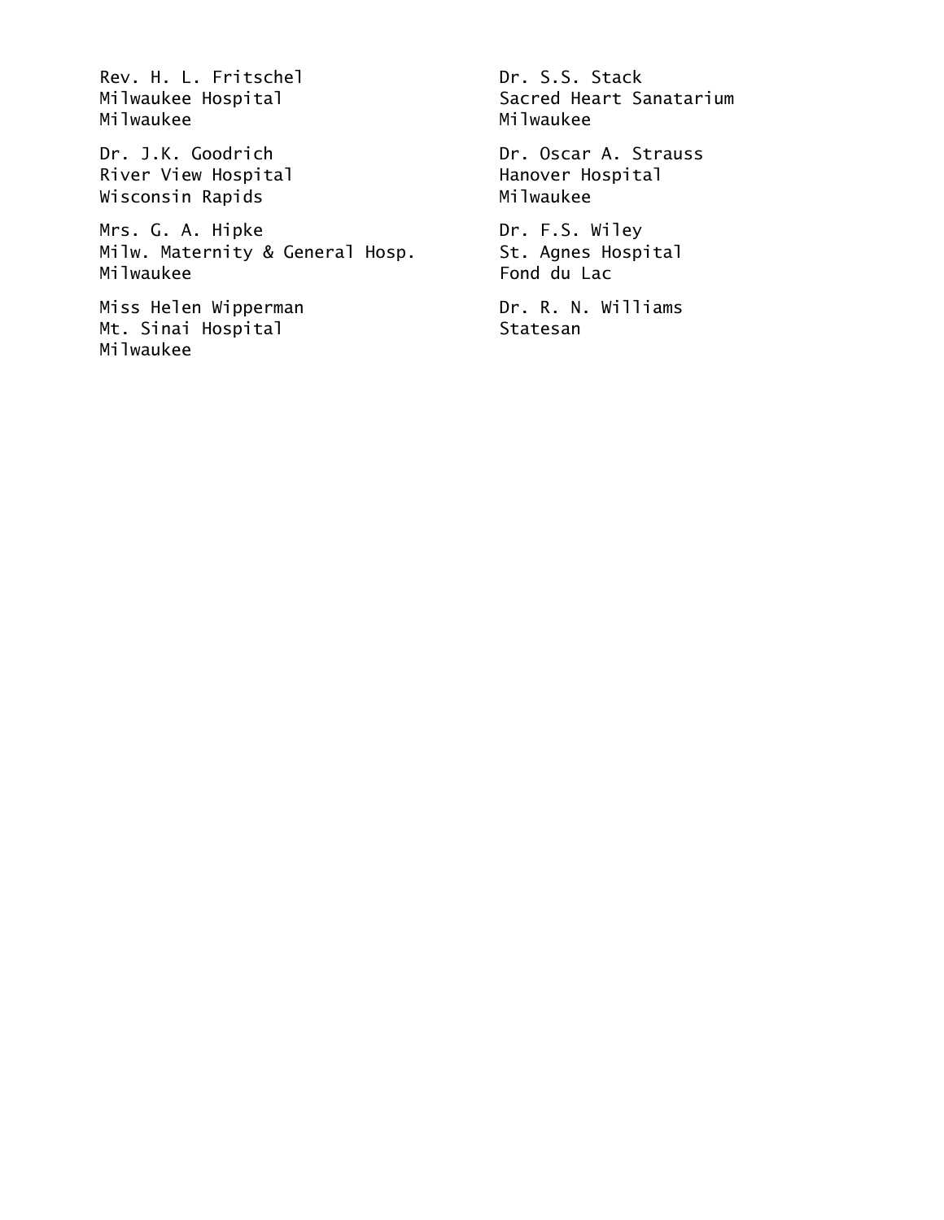Rev. H. L. Fritschel
Milwaukee Hospital
Milwaukee

Dr. J.K. Goodrich
River View Hospital
Wisconsin Rapids

Mrs. G. A. Hipke
Milw. Maternity & General Hosp.
Milwaukee

Miss Helen Wipperman
Mt. Sinai Hospital
Milwaukee

Dr. S.S. Stack
Sacred Heart Sanatarium
Milwaukee

Dr. Oscar A. Strauss
Hanover Hospital
Milwaukee

Dr. F.S. Wiley
St. Agnes Hospital
Fond du Lac

Dr. R. N. Williams
Statesan